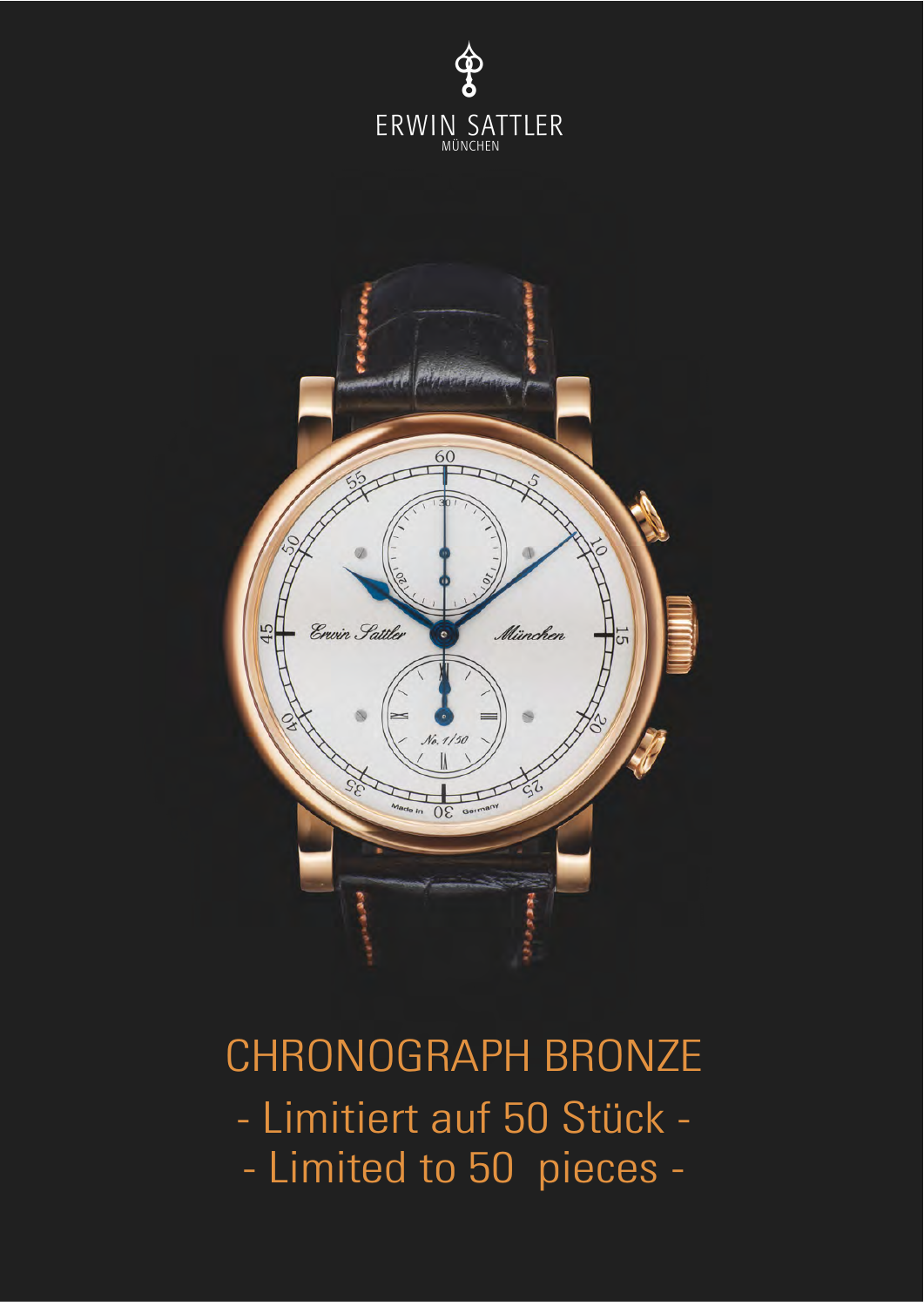ERWIN SATTLER
MÜNCHEN

# CHRONOGRAPH BRONZE

- Limitiert auf 50 Stück -

- Limited to 50 pieces -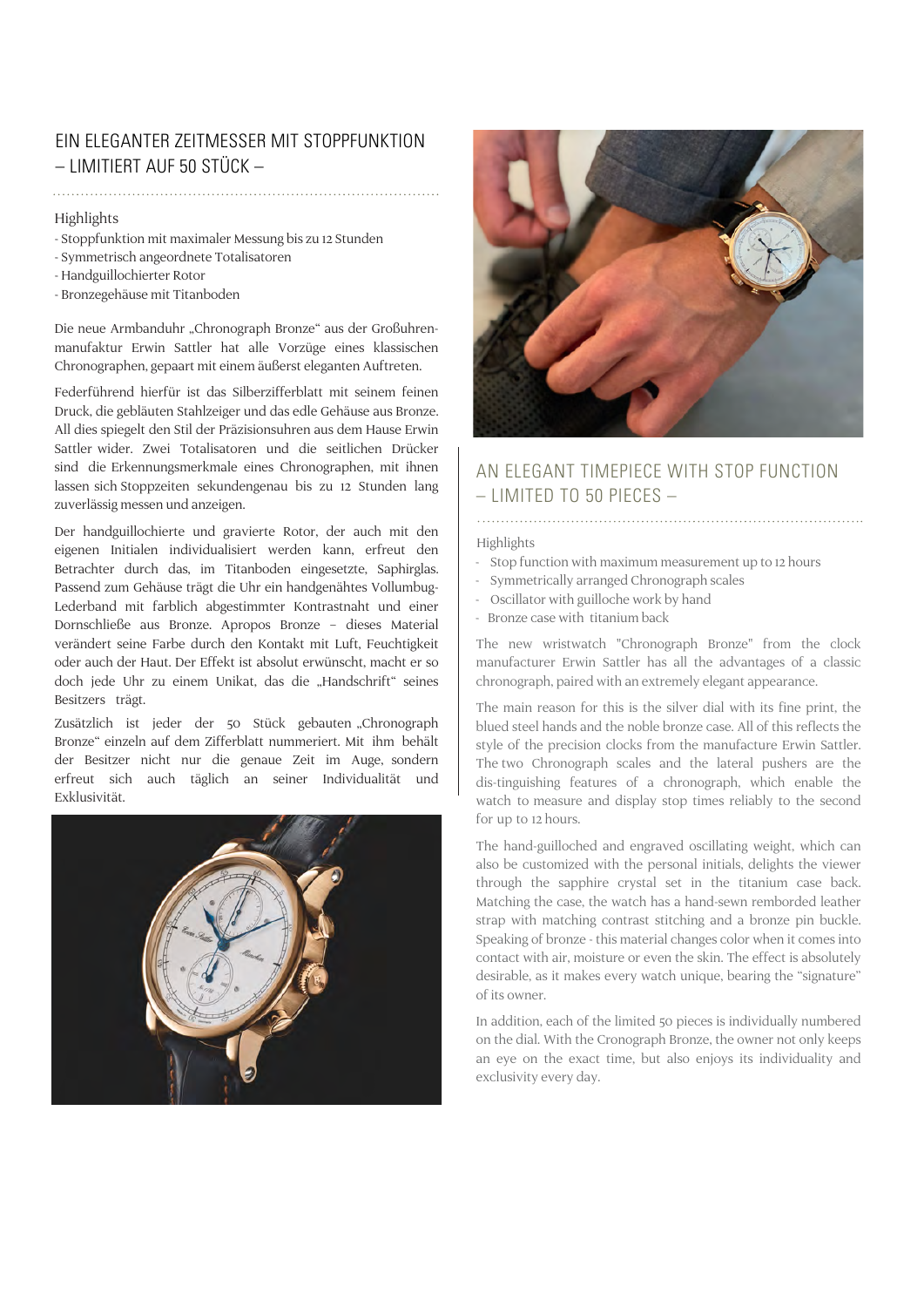## EIN ELEGANTER ZEITMESSER MIT STOPPFUNKTION – LIMITIERT AUF 50 STÜCK –

Highlights
- Stoppfunktion mit maximaler Messung bis zu 12 Stunden
- Symmetrisch angeordnete Totalisatoren
- Handguillochierter Rotor
- Bronzegehäuse mit Titanboden

Die neue Armbanduhr „Chronograph Bronze“ aus der Großuhrenmanufaktur Erwin Sattler hat alle Vorzüge eines klassischen Chronographen, gepaart mit einem äußerst eleganten Auftreten.

Federführend hierfür ist das Silberzifferblatt mit seinem feinen Druck, die gebläuten Stahlzeiger und das edle Gehäuse aus Bronze. All dies spiegelt den Stil der Präzisionsuhren aus dem Hause Erwin Sattler wider. Zwei Totalisatoren und die seitlichen Drücker sind die Erkennungsmerkmale eines Chronographen, mit ihnen lassen sich Stoppzeiten sekundengenau bis zu 12 Stunden lang zuverlässig messen und anzeigen.

Der handguillochierte und gravierte Rotor, der auch mit den eigenen Initialen individualisiert werden kann, erfreut den Betrachter durch das, im Titanboden eingesetzte, Saphirglas. Passend zum Gehäuse trägt die Uhr ein handgenähtes Vollumbug-Lederband mit farblich abgestimmter Kontrastnaht und einer Dornschließe aus Bronze. Apropos Bronze – dieses Material verändert seine Farbe durch den Kontakt mit Luft, Feuchtigkeit oder auch der Haut. Der Effekt ist absolut erwünscht, macht er so doch jede Uhr zu einem Unikat, das die „Handschrift“ seines Besitzers trägt.

Zusätzlich ist jeder der 50 Stück gebauten „Chronograph Bronze“ einzeln auf dem Zifferblatt nummeriert. Mit ihm behält der Besitzer nicht nur die genaue Zeit im Auge, sondern erfreut sich auch täglich an seiner Individualität und Exklusivität.

## AN ELEGANT TIMEPIECE WITH STOP FUNCTION – LIMITED TO 50 PIECES –

Highlights
- Stop function with maximum measurement up to 12 hours
- Symmetrically arranged Chronograph scales
- Oscillator with guilloche work by hand
- Bronze case with titanium back

The new wristwatch "Chronograph Bronze" from the clock manufacturer Erwin Sattler has all the advantages of a classic chronograph, paired with an extremely elegant appearance.

The main reason for this is the silver dial with its fine print, the blued steel hands and the noble bronze case. All of this reflects the style of the precision clocks from the manufacture Erwin Sattler. The two Chronograph scales and the lateral pushers are the dis-tinguishing features of a chronograph, which enable the watch to measure and display stop times reliably to the second for up to 12 hours.

The hand-guilloched and engraved oscillating weight, which can also be customized with the personal initials, delights the viewer through the sapphire crystal set in the titanium case back. Matching the case, the watch has a hand-sewn remborded leather strap with matching contrast stitching and a bronze pin buckle. Speaking of bronze - this material changes color when it comes into contact with air, moisture or even the skin. The effect is absolutely desirable, as it makes every watch unique, bearing the “signature” of its owner.

In addition, each of the limited 50 pieces is individually numbered on the dial. With the Cronograph Bronze, the owner not only keeps an eye on the exact time, but also enjoys its individuality and exclusivity every day.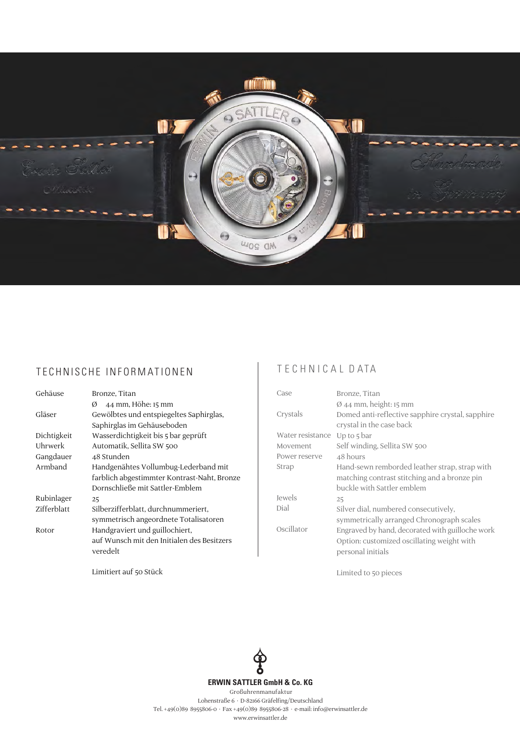## TECHNISCHE INFORMATIONEN

| | |
|---|---|
| Gehäuse | Bronze, Titan<br>Ø 44 mm, Höhe: 15 mm |
| Gläser | Gewölbtes und entspiegeltes Saphirglas, Saphirglas im Gehäuseboden |
| Dichtigkeit | Wasserdichtigkeit bis 5 bar geprüft |
| Uhrwerk | Automatik, Sellita SW 500 |
| Gangdauer | 48 Stunden |
| Armband | Handgenähtes Vollumbug-Lederband mit farblich abgestimmter Kontrast-Naht, Bronze Dornschließe mit Sattler-Emblem |
| Rubinlager | 25 |
| Zifferblatt | Silberzifferblatt, durchnummeriert, symmetrisch angeordnete Totalisatoren |
| Rotor | Handgraviert und guillochiert, auf Wunsch mit den Initialen des Besitzers veredelt |

Limitiert auf 50 Stück

## TECHNICAL DATA

| | |
|---|---|
| Case | Bronze, Titan<br>Ø 44 mm, height: 15 mm |
| Crystals | Domed anti-reflective sapphire crystal, sapphire crystal in the case back |
| Water resistance | Up to 5 bar |
| Movement | Self winding, Sellita SW 500 |
| Power reserve | 48 hours |
| Strap | Hand-sewn rembordered leather strap, strap with matching contrast stitching and a bronze pin buckle with Sattler emblem |
| Jewels | 25 |
| Dial | Silver dial, numbered consecutively, symmetrically arranged Chronograph scales |
| Oscillator | Engraved by hand, decorated with guilloche work<br>Option: customized oscillating weight with personal initials |

Limited to 50 pieces

**ERWIN SATTLER GmbH & Co. KG**
Großuhrenmanufaktur
Lohenstraße 6 · D-82166 Gräfelfing/Deutschland
Tel. +49(0)89 8955806-0 · Fax +49(0)89 8955806-28 · e-mail: info@erwinsattler.de
www.erwinsattler.de